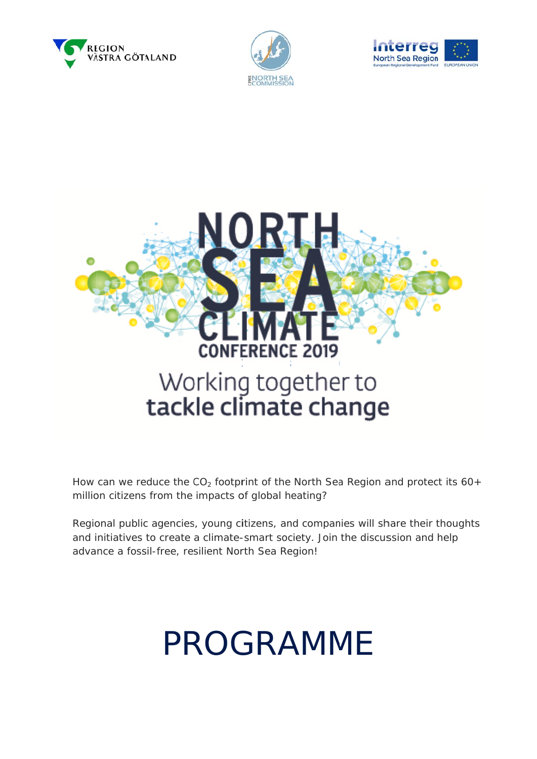REGION VÄSTRA GÖTALAND

NORTH SEA COMMISSION

Interreg North Sea Region European Regional Development Fund EUROPEAN UNION

# NORTH SEA CLIMATE CONFERENCE 2019

## Working together to tackle climate change

How can we reduce the $CO_2$ footprint of the North Sea Region and protect its 60+ million citizens from the impacts of global heating?

Regional public agencies, young citizens, and companies will share their thoughts and initiatives to create a climate-smart society. Join the discussion and help advance a fossil-free, resilient North Sea Region!

# PROGRAMME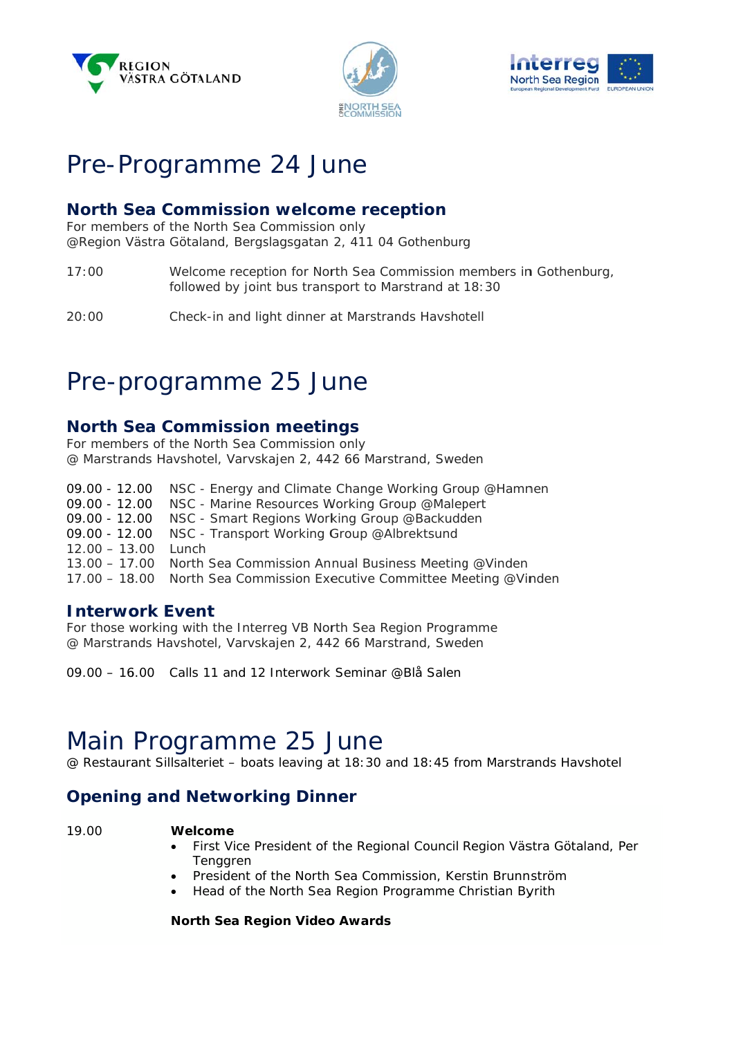# Pre-Programme 24 June

### North Sea Commission welcome reception

For members of the North Sea Commission only
@Region Västra Götaland, Bergslagsgatan 2, 411 04 Gothenburg

17:00 Welcome reception for North Sea Commission members in Gothenburg, followed by joint bus transport to Marstrand at 18:30

20:00 Check-in and light dinner at Marstrands Havshotell

# Pre-programme 25 June

### North Sea Commission meetings

For members of the North Sea Commission only
@ Marstrands Havshotel, Varvskajen 2, 442 66 Marstrand, Sweden

09.00 - 12.00 NSC - Energy and Climate Change Working Group @Hamnen
09.00 - 12.00 NSC - Marine Resources Working Group @Malepert
09.00 - 12.00 NSC - Smart Regions Working Group @Backudden
09.00 - 12.00 NSC - Transport Working Group @Albrektsund
12.00 – 13.00 Lunch
13.00 – 17.00 North Sea Commission Annual Business Meeting @Vinden
17.00 – 18.00 North Sea Commission Executive Committee Meeting @Vinden

### Interwork Event

For those working with the Interreg VB North Sea Region Programme
@ Marstrands Havshotel, Varvskajen 2, 442 66 Marstrand, Sweden

09.00 – 16.00 Calls 11 and 12 Interwork Seminar @Blå Salen

# Main Programme 25 June

@ Restaurant Sillsalteriet – boats leaving at 18:30 and 18:45 from Marstrands Havshotel

## Opening and Networking Dinner

19.00 **Welcome**

- First Vice President of the Regional Council Region Västra Götaland, Per Tenggren
- President of the North Sea Commission, Kerstin Brunnström
- Head of the North Sea Region Programme Christian Byrith

**North Sea Region Video Awards**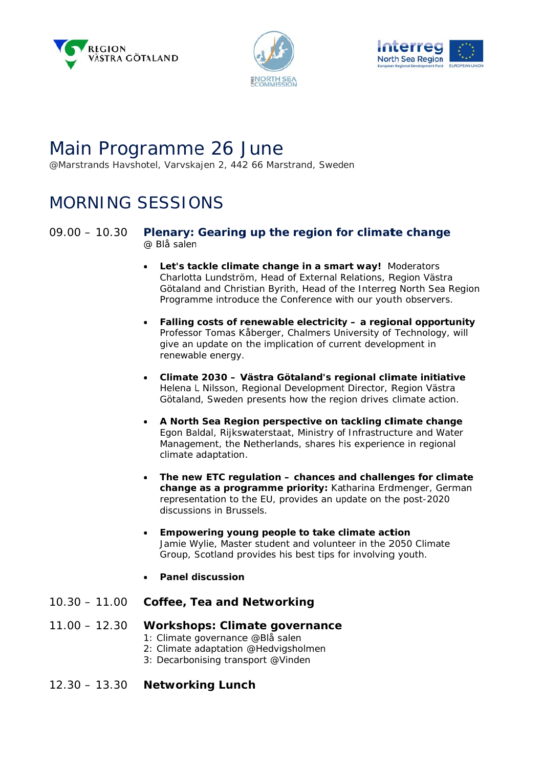# Main Programme 26 June

@Marstrands Havshotel, Varvskajen 2, 442 66 Marstrand, Sweden

## MORNING SESSIONS

**09.00 – 10.30 Plenary: Gearing up the region for climate change**
@ Blå salen

- **Let's tackle climate change in a smart way!** Moderators Charlotta Lundström, Head of External Relations, Region Västra Götaland and Christian Byrith, Head of the Interreg North Sea Region Programme introduce the Conference with our youth observers.

- **Falling costs of renewable electricity – a regional opportunity** Professor Tomas Kåberger, Chalmers University of Technology, will give an update on the implication of current development in renewable energy.

- **Climate 2030 – Västra Götaland's regional climate initiative** Helena L Nilsson, Regional Development Director, Region Västra Götaland, Sweden presents how the region drives climate action.

- **A North Sea Region perspective on tackling climate change** Egon Baldal, Rijkswaterstaat, Ministry of Infrastructure and Water Management, the Netherlands, shares his experience in regional climate adaptation.

- **The new ETC regulation – chances and challenges for climate change as a programme priority:** Katharina Erdmenger, German representation to the EU, provides an update on the post-2020 discussions in Brussels.

- **Empowering young people to take climate action** Jamie Wylie, Master student and volunteer in the 2050 Climate Group, Scotland provides his best tips for involving youth.

- **Panel discussion**

**10.30 – 11.00 Coffee, Tea and Networking**

**11.00 – 12.30 Workshops: Climate governance**
1: Climate governance @Blå salen
2: Climate adaptation @Hedvigsholmen
3: Decarbonising transport @Vinden

**12.30 – 13.30 Networking Lunch**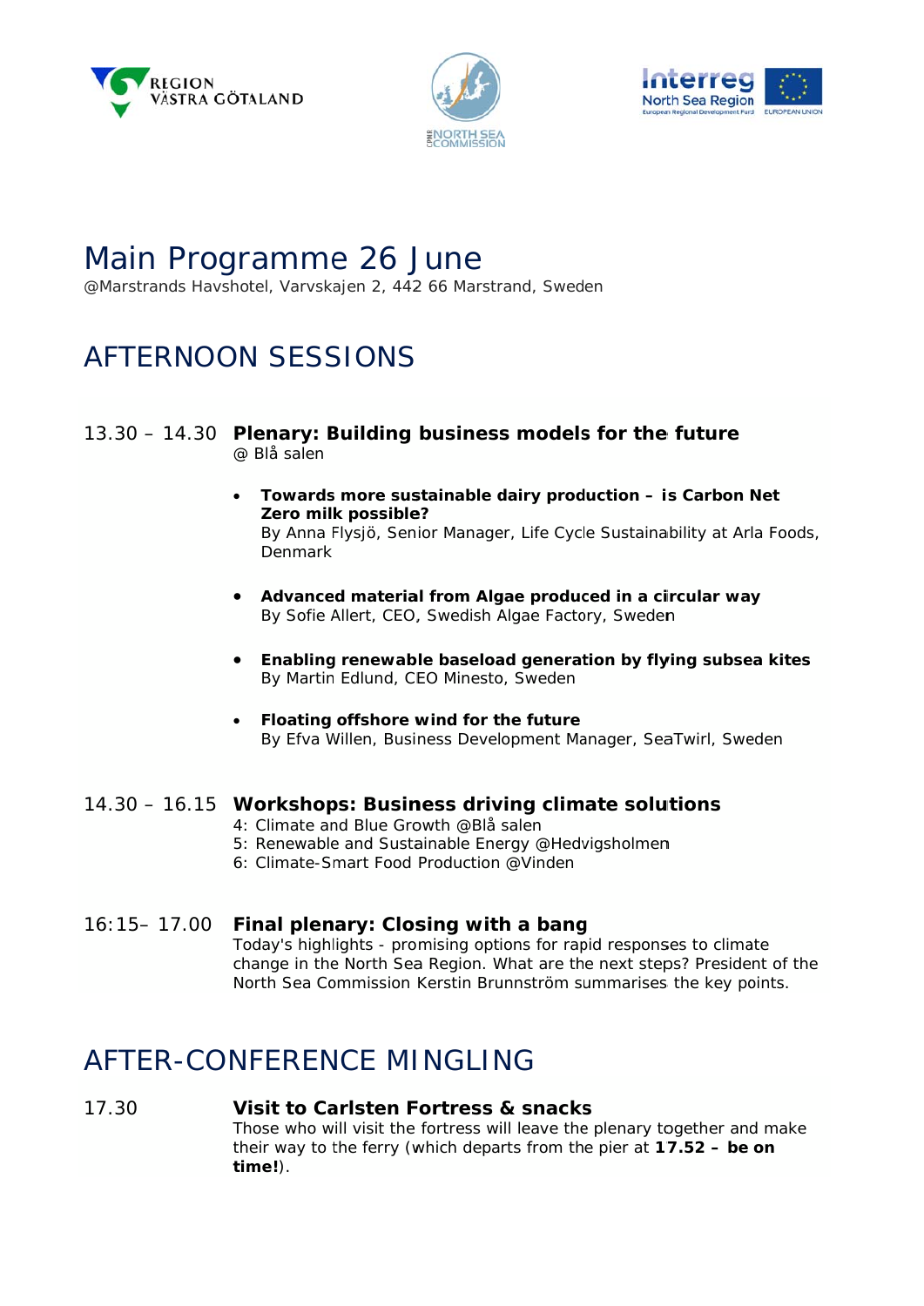# Main Programme 26 June

@Marstrands Havshotel, Varvskajen 2, 442 66 Marstrand, Sweden

## AFTERNOON SESSIONS

13.30 – 14.30 **Plenary: Building business models for the future**
@ Blå salen

- **Towards more sustainable dairy production – is Carbon Net Zero milk possible?**
  By Anna Flysjö, Senior Manager, Life Cycle Sustainability at Arla Foods, Denmark

- **Advanced material from Algae produced in a circular way**
  By Sofie Allert, CEO, Swedish Algae Factory, Sweden

- **Enabling renewable baseload generation by flying subsea kites**
  By Martin Edlund, CEO Minesto, Sweden

- **Floating offshore wind for the future**
  By Efva Willen, Business Development Manager, SeaTwirl, Sweden

14.30 – 16.15 **Workshops: Business driving climate solutions**
4: Climate and Blue Growth @Blå salen
5: Renewable and Sustainable Energy @Hedvigsholmen
6: Climate-Smart Food Production @Vinden

16:15– 17.00 **Final plenary: Closing with a bang**
Today's highlights - promising options for rapid responses to climate change in the North Sea Region. What are the next steps? President of the North Sea Commission Kerstin Brunnström summarises the key points.

## AFTER-CONFERENCE MINGLING

17.30 **Visit to Carlsten Fortress & snacks**
Those who will visit the fortress will leave the plenary together and make their way to the ferry (which departs from the pier at **17.52 – be on time!**).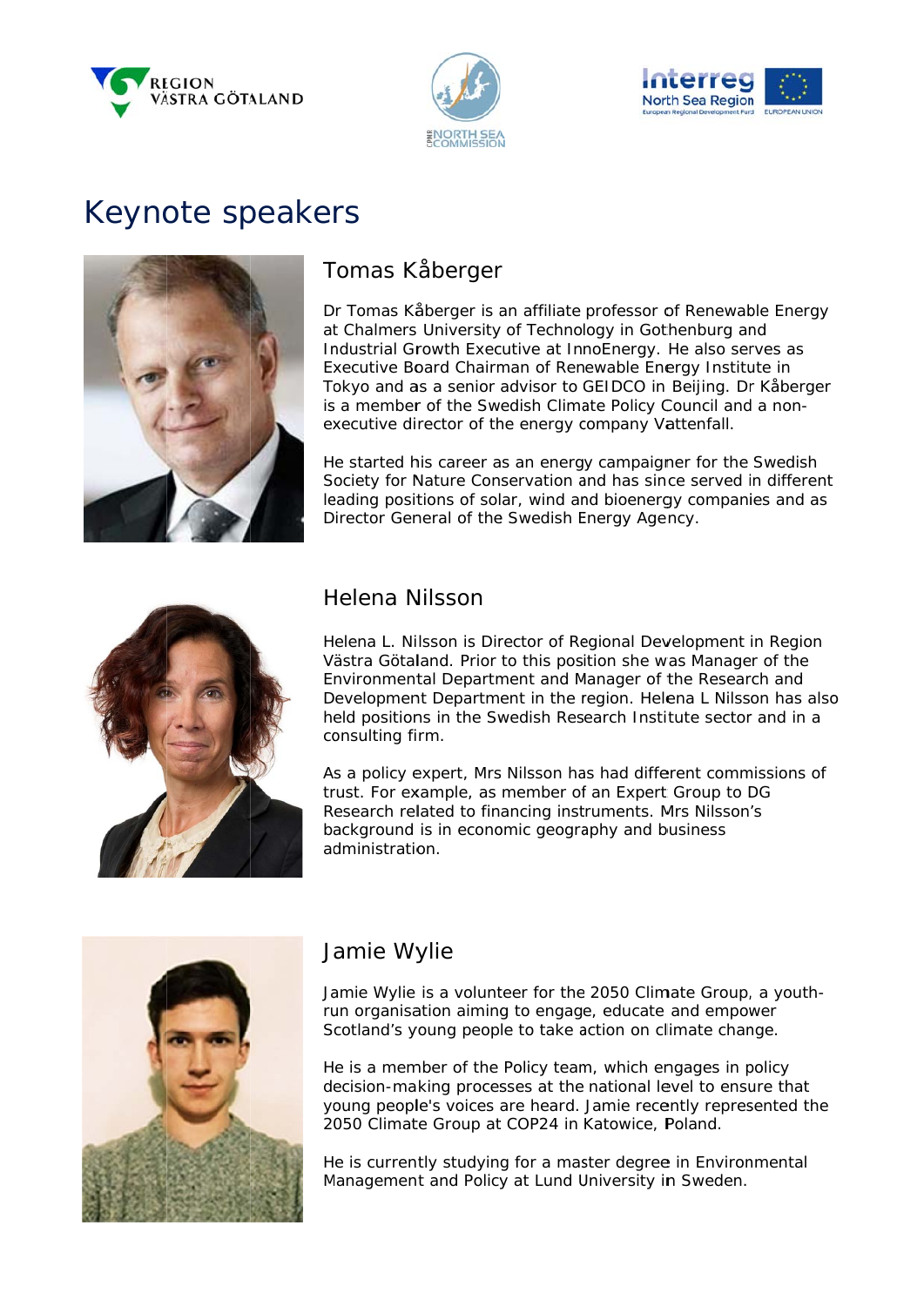# Keynote speakers

## Tomas Kåberger

Dr Tomas Kåberger is an affiliate professor of Renewable Energy at Chalmers University of Technology in Gothenburg and Industrial Growth Executive at InnoEnergy. He also serves as Executive Board Chairman of Renewable Energy Institute in Tokyo and as a senior advisor to GEIDCO in Beijing. Dr Kåberger is a member of the Swedish Climate Policy Council and a non-executive director of the energy company Vattenfall.

He started his career as an energy campaigner for the Swedish Society for Nature Conservation and has since served in different leading positions of solar, wind and bioenergy companies and as Director General of the Swedish Energy Agency.

## Helena Nilsson

Helena L. Nilsson is Director of Regional Development in Region Västra Götaland. Prior to this position she was Manager of the Environmental Department and Manager of the Research and Development Department in the region. Helena L Nilsson has also held positions in the Swedish Research Institute sector and in a consulting firm.

As a policy expert, Mrs Nilsson has had different commissions of trust. For example, as member of an Expert Group to DG Research related to financing instruments. Mrs Nilsson's background is in economic geography and business administration.

## Jamie Wylie

Jamie Wylie is a volunteer for the 2050 Climate Group, a youth-run organisation aiming to engage, educate and empower Scotland's young people to take action on climate change.

He is a member of the Policy team, which engages in policy decision-making processes at the national level to ensure that young people's voices are heard. Jamie recently represented the 2050 Climate Group at COP24 in Katowice, Poland.

He is currently studying for a master degree in Environmental Management and Policy at Lund University in Sweden.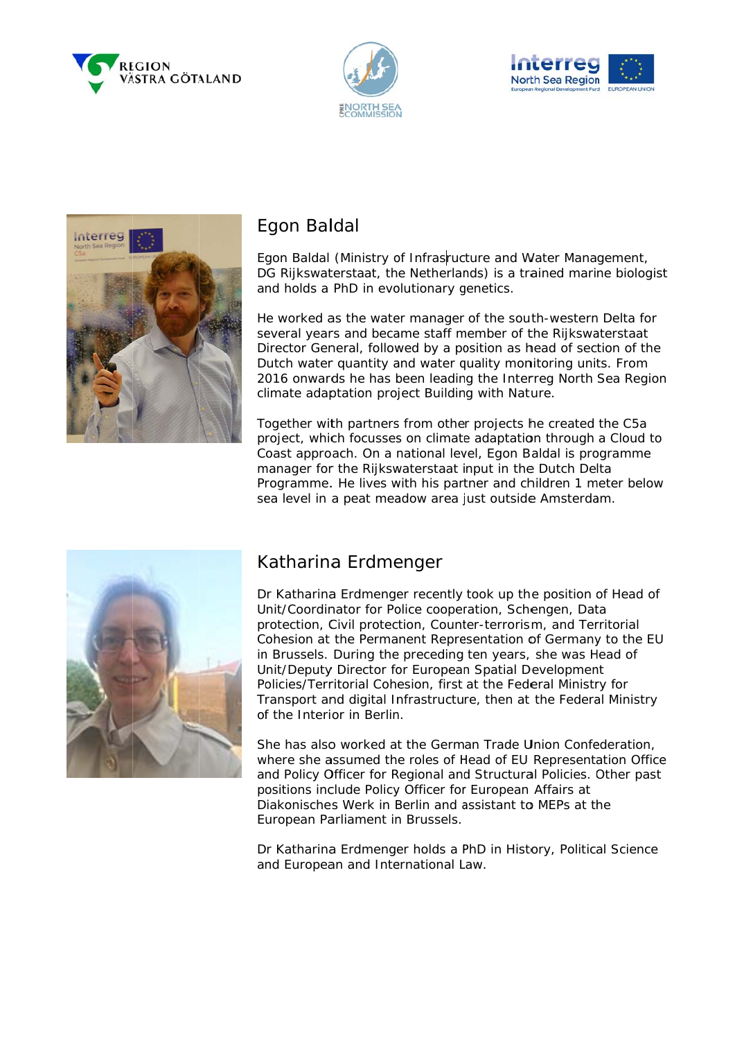## Egon Baldal

Egon Baldal (Ministry of Infrastructure and Water Management, DG Rijkswaterstaat, the Netherlands) is a trained marine biologist and holds a PhD in evolutionary genetics.

He worked as the water manager of the south-western Delta for several years and became staff member of the Rijkswaterstaat Director General, followed by a position as head of section of the Dutch water quantity and water quality monitoring units. From 2016 onwards he has been leading the Interreg North Sea Region climate adaptation project Building with Nature.

Together with partners from other projects he created the C5a project, which focusses on climate adaptation through a Cloud to Coast approach. On a national level, Egon Baldal is programme manager for the Rijkswaterstaat input in the Dutch Delta Programme. He lives with his partner and children 1 meter below sea level in a peat meadow area just outside Amsterdam.

## Katharina Erdmenger

Dr Katharina Erdmenger recently took up the position of Head of Unit/Coordinator for Police cooperation, Schengen, Data protection, Civil protection, Counter-terrorism, and Territorial Cohesion at the Permanent Representation of Germany to the EU in Brussels. During the preceding ten years, she was Head of Unit/Deputy Director for European Spatial Development Policies/Territorial Cohesion, first at the Federal Ministry for Transport and digital Infrastructure, then at the Federal Ministry of the Interior in Berlin.

She has also worked at the German Trade Union Confederation, where she assumed the roles of Head of EU Representation Office and Policy Officer for Regional and Structural Policies. Other past positions include Policy Officer for European Affairs at Diakonisches Werk in Berlin and assistant to MEPs at the European Parliament in Brussels.

Dr Katharina Erdmenger holds a PhD in History, Political Science and European and International Law.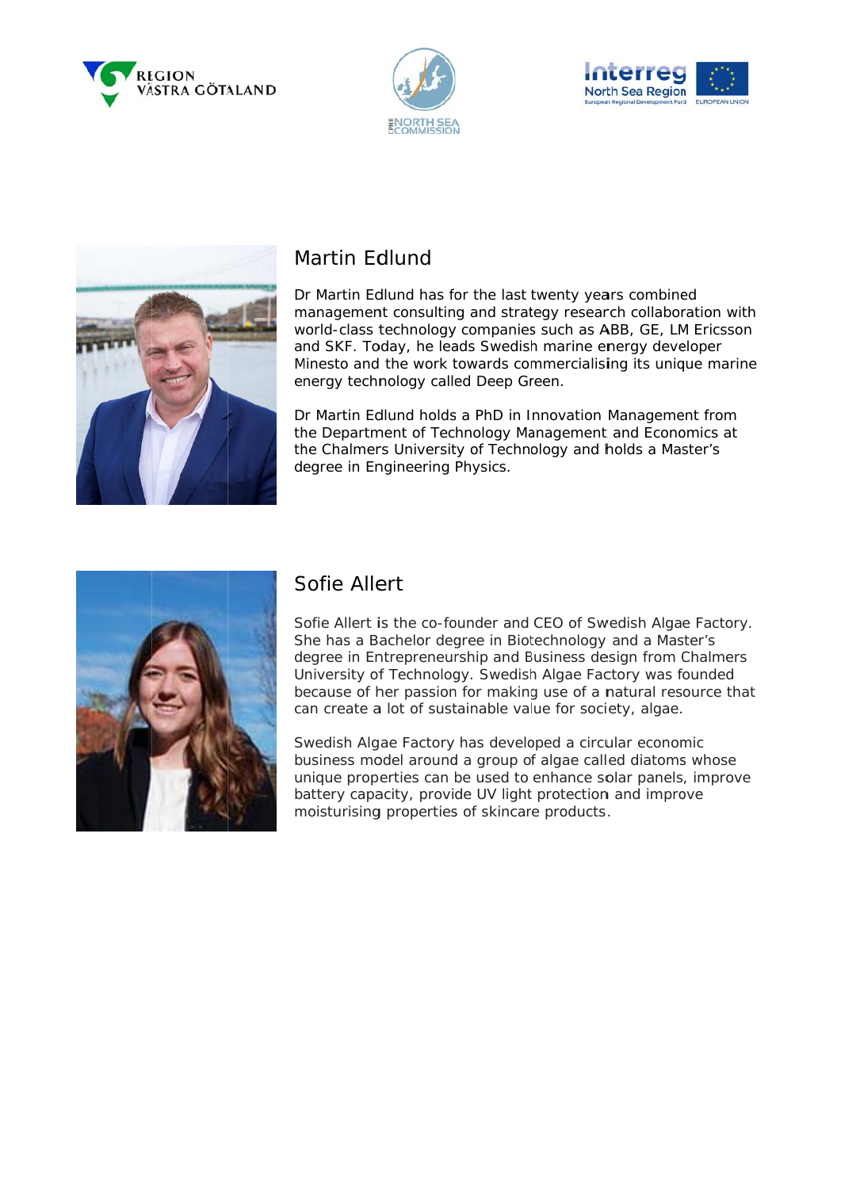## Martin Edlund

Dr Martin Edlund has for the last twenty years combined management consulting and strategy research collaboration with world-class technology companies such as ABB, GE, LM Ericsson and SKF. Today, he leads Swedish marine energy developer Minesto and the work towards commercialising its unique marine energy technology called Deep Green.

Dr Martin Edlund holds a PhD in Innovation Management from the Department of Technology Management and Economics at the Chalmers University of Technology and holds a Master's degree in Engineering Physics.

## Sofie Allert

Sofie Allert is the co-founder and CEO of Swedish Algae Factory. She has a Bachelor degree in Biotechnology and a Master's degree in Entrepreneurship and Business design from Chalmers University of Technology. Swedish Algae Factory was founded because of her passion for making use of a natural resource that can create a lot of sustainable value for society, algae.

Swedish Algae Factory has developed a circular economic business model around a group of algae called diatoms whose unique properties can be used to enhance solar panels, improve battery capacity, provide UV light protection and improve moisturising properties of skincare products.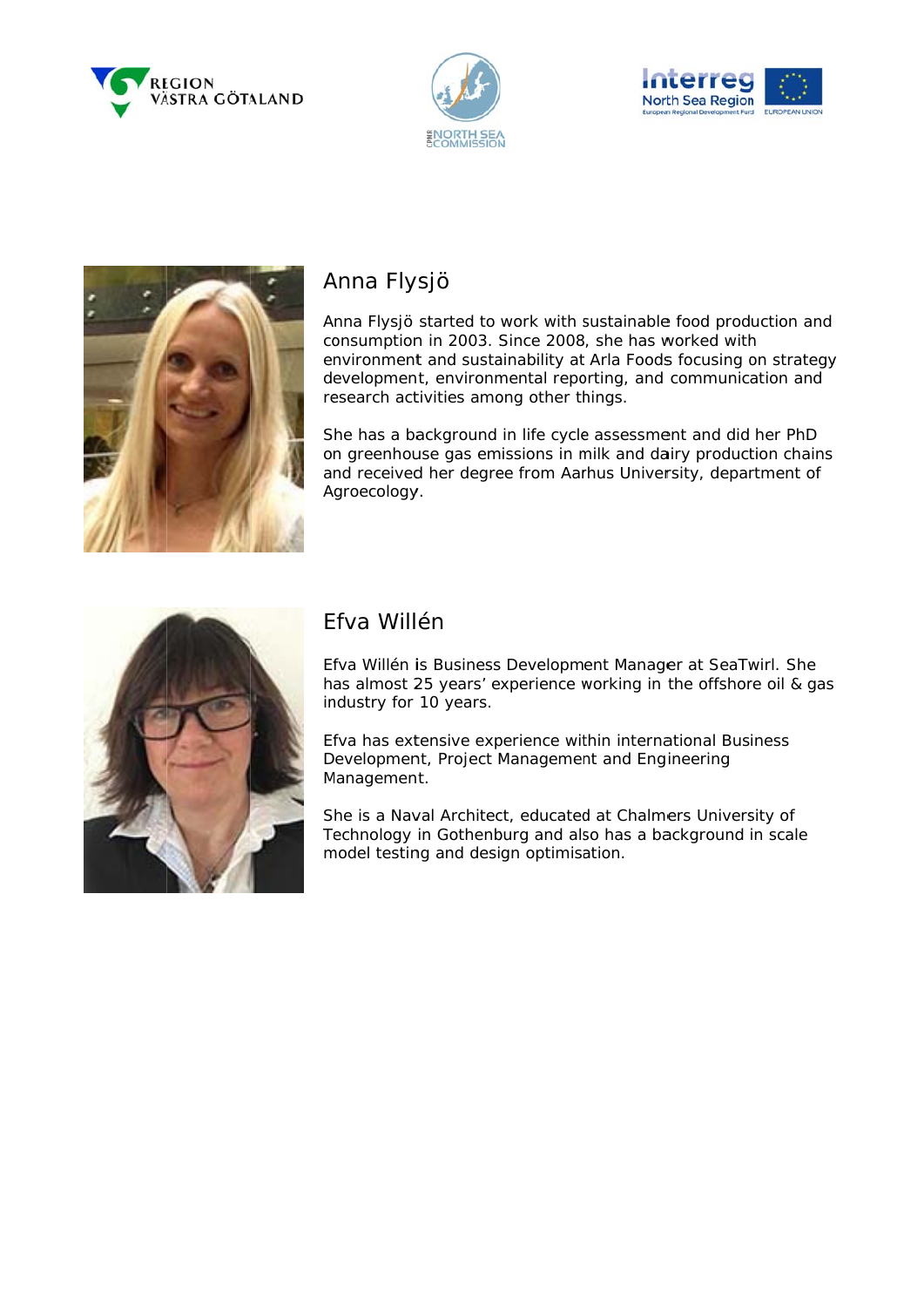## Anna Flysjö

Anna Flysjö started to work with sustainable food production and consumption in 2003. Since 2008, she has worked with environment and sustainability at Arla Foods focusing on strategy development, environmental reporting, and communication and research activities among other things.

She has a background in life cycle assessment and did her PhD on greenhouse gas emissions in milk and dairy production chains and received her degree from Aarhus University, department of Agroecology.

## Efva Willén

Efva Willén is Business Development Manager at SeaTwirl. She has almost 25 years' experience working in the offshore oil & gas industry for 10 years.

Efva has extensive experience within international Business Development, Project Management and Engineering Management.

She is a Naval Architect, educated at Chalmers University of Technology in Gothenburg and also has a background in scale model testing and design optimisation.